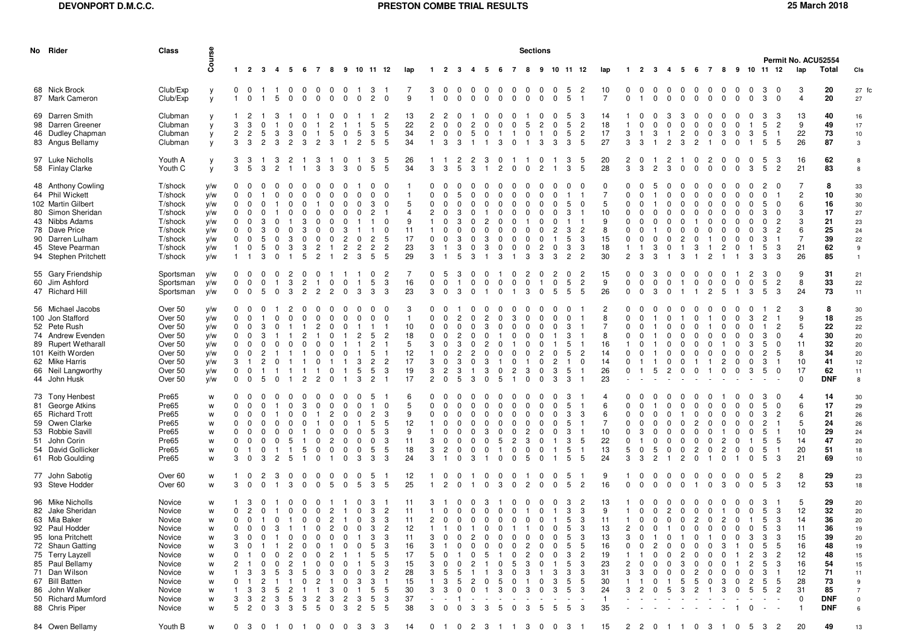**DEVONPORT D.M.C.C.** **PRESTON COMBE TRIAL RESULTS** **25 March 2018**

Permit No. ACU52554

| No | Rider | Class | Course | 1 | 2 | 3 | 4 | 5 | 6 | 7 | 8 | 9 | 10 | 11 | 12 | lap | 1 | 2 | 3 | 4 | 5 | 6 | 7 | 8 | 9 | 10 | 11 | 12 | lap | 1 | 2 | 3 | 4 | 5 | 6 | 7 | 8 | 9 | 10 | 11 | 12 | lap | Total | Cls |
|---|---|---|---|---|---|---|---|---|---|---|---|---|---|---|---|---|---|---|---|---|---|---|---|---|---|---|---|---|---|---|---|---|---|---|---|---|---|---|---|---|---|---|---|---|
| | | | | Sections | | | | | | | | | | | | | | | | | | | | | | | | | | | | | | | | | | | | | | | | |
| 68 | Nick Brock | Club/Exp | y | 0 | 0 | 1 | 1 | 0 | 0 | 0 | 0 | 0 | 1 | 3 | 1 | 7 | 3 | 0 | 0 | 0 | 0 | 0 | 0 | 0 | 0 | 0 | 5 | 2 | 10 | 0 | 0 | 0 | 0 | 0 | 0 | 0 | 0 | 0 | 0 | 3 | 0 | 3 | **20** | 27 fc |
| 87 | Mark Cameron | Club/Exp | y | 1 | 0 | 1 | 5 | 0 | 0 | 0 | 0 | 0 | 0 | 2 | 0 | 9 | 1 | 0 | 0 | 0 | 0 | 0 | 0 | 0 | 0 | 0 | 5 | 1 | 7 | 0 | 1 | 0 | 0 | 0 | 0 | 0 | 0 | 0 | 0 | 3 | 0 | 4 | **20** | 27 |
| 69 | Darren Smith | Clubman | y | 1 | 2 | 1 | 3 | 1 | 0 | 1 | 0 | 0 | 1 | 1 | 2 | 13 | 2 | 2 | 0 | 1 | 0 | 0 | 0 | 1 | 0 | 0 | 5 | 3 | 14 | 1 | 0 | 0 | 3 | 3 | 0 | 0 | 0 | 0 | 0 | 3 | 3 | 13 | **40** | 16 |
| 98 | Darren Greener | Clubman | y | 3 | 3 | 0 | 1 | 0 | 0 | 1 | 2 | 1 | 1 | 5 | 5 | 22 | 2 | 0 | 0 | 2 | 0 | 0 | 0 | 5 | 2 | 0 | 5 | 2 | 18 | 1 | 0 | 0 | 0 | 0 | 0 | 0 | 0 | 0 | 1 | 5 | 2 | 9 | **49** | 17 |
| 46 | Dudley Chapman | Clubman | y | 2 | 2 | 5 | 3 | 3 | 0 | 1 | 5 | 0 | 5 | 3 | 5 | 34 | 2 | 0 | 0 | 5 | 0 | 1 | 1 | 0 | 1 | 0 | 5 | 2 | 17 | 3 | 1 | 3 | 1 | 2 | 0 | 0 | 3 | 0 | 3 | 5 | 1 | 22 | **73** | 10 |
| 83 | Angus Bellamy | Clubman | y | 3 | 3 | 2 | 3 | 2 | 3 | 2 | 3 | 1 | 2 | 5 | 5 | 34 | 1 | 3 | 3 | 1 | 1 | 3 | 0 | 1 | 3 | 3 | 3 | 5 | 27 | 3 | 3 | 1 | 2 | 3 | 2 | 1 | 0 | 0 | 1 | 5 | 5 | 26 | **87** | 3 |
| 97 | Luke Nicholls | Youth A | y | 3 | 3 | 1 | 3 | 2 | 1 | 3 | 1 | 0 | 1 | 3 | 5 | 26 | 1 | 1 | 2 | 2 | 3 | 0 | 1 | 1 | 0 | 1 | 3 | 5 | 20 | 2 | 0 | 1 | 2 | 1 | 0 | 2 | 0 | 0 | 0 | 5 | 3 | 16 | **62** | 8 |
| 58 | Finlay Clarke | Youth C | y | 3 | 5 | 3 | 2 | 1 | 1 | 3 | 3 | 3 | 0 | 5 | 5 | 34 | 3 | 3 | 5 | 3 | 1 | 2 | 0 | 0 | 2 | 1 | 3 | 5 | 28 | 3 | 3 | 2 | 3 | 0 | 0 | 0 | 0 | 0 | 3 | 5 | 2 | 21 | **83** | 8 |
| 48 | Anthony Cowling | T/shock | y/w | 0 | 0 | 0 | 0 | 0 | 0 | 0 | 0 | 0 | 1 | 0 | 0 | 1 | 0 | 0 | 0 | 0 | 0 | 0 | 0 | 0 | 0 | 0 | 0 | 0 | 0 | 0 | 0 | 5 | 0 | 0 | 0 | 0 | 0 | 0 | 0 | 2 | 0 | 7 | **8** | 33 |
| 64 | Phil Wickett | T/shock | y/w | 0 | 0 | 1 | 0 | 0 | 0 | 0 | 0 | 0 | 0 | 0 | 0 | 1 | 0 | 0 | 5 | 0 | 0 | 0 | 0 | 0 | 0 | 0 | 1 | 1 | 7 | 0 | 0 | 1 | 0 | 0 | 0 | 0 | 0 | 0 | 0 | 0 | 1 | 2 | **10** | 30 |
| 102 | Martin Gilbert | T/shock | y/w | 0 | 0 | 0 | 1 | 0 | 0 | 1 | 0 | 0 | 0 | 3 | 0 | 5 | 0 | 0 | 0 | 0 | 0 | 0 | 0 | 0 | 0 | 0 | 5 | 0 | 5 | 0 | 0 | 1 | 0 | 0 | 0 | 0 | 0 | 0 | 0 | 5 | 0 | 6 | **16** | 30 |
| 80 | Simon Sheridan | T/shock | y/w | 0 | 0 | 0 | 1 | 0 | 0 | 0 | 0 | 0 | 0 | 2 | 1 | 4 | 2 | 0 | 3 | 0 | 1 | 0 | 0 | 0 | 0 | 0 | 3 | 1 | 10 | 0 | 0 | 0 | 0 | 0 | 0 | 0 | 0 | 0 | 0 | 3 | 0 | 3 | **17** | 27 |
| 43 | Nibbs Adams | T/shock | y/w | 0 | 0 | 3 | 0 | 1 | 3 | 0 | 0 | 0 | 1 | 1 | 0 | 9 | 1 | 0 | 3 | 0 | 2 | 0 | 0 | 1 | 0 | 0 | 1 | 1 | 9 | 0 | 0 | 0 | 0 | 0 | 1 | 0 | 0 | 0 | 0 | 0 | 2 | 3 | **21** | 23 |
| 78 | Dave Price | T/shock | y/w | 0 | 0 | 3 | 0 | 0 | 3 | 0 | 0 | 3 | 1 | 1 | 0 | 11 | 1 | 0 | 0 | 0 | 0 | 0 | 0 | 0 | 0 | 2 | 3 | 2 | 8 | 0 | 0 | 1 | 0 | 0 | 0 | 0 | 0 | 0 | 0 | 3 | 2 | 6 | **25** | 24 |
| 90 | Darren Lulham | T/shock | y/w | 0 | 0 | 5 | 0 | 3 | 0 | 0 | 0 | 2 | 0 | 2 | 5 | 17 | 0 | 0 | 3 | 0 | 3 | 0 | 0 | 0 | 0 | 1 | 5 | 3 | 15 | 0 | 0 | 0 | 0 | 0 | 2 | 0 | 1 | 0 | 0 | 3 | 1 | 7 | **39** | 22 |
| 45 | Steve Pearman | T/shock | y/w | 1 | 0 | 5 | 0 | 3 | 3 | 2 | 1 | 2 | 2 | 2 | 2 | 23 | 3 | 1 | 3 | 0 | 3 | 0 | 0 | 0 | 2 | 0 | 3 | 3 | 18 | 1 | 1 | 3 | 0 | 1 | 3 | 1 | 2 | 0 | 1 | 5 | 3 | 21 | **62** | 9 |
| 94 | Stephen Pritchett | T/shock | y/w | 1 | 1 | 3 | 0 | 1 | 5 | 2 | 1 | 2 | 3 | 5 | 5 | 29 | 3 | 1 | 5 | 3 | 1 | 3 | 1 | 3 | 3 | 3 | 2 | 2 | 30 | 2 | 3 | 3 | 1 | 3 | 1 | 2 | 1 | 1 | 3 | 3 | 3 | 26 | **85** | 1 |
| 55 | Gary Friendship | Sportsman | y/w | 0 | 0 | 0 | 0 | 2 | 0 | 0 | 1 | 1 | 1 | 0 | 2 | 7 | 0 | 5 | 3 | 0 | 0 | 1 | 0 | 2 | 0 | 2 | 0 | 2 | 15 | 0 | 0 | 3 | 0 | 0 | 0 | 0 | 0 | 1 | 2 | 3 | 0 | 9 | **31** | 21 |
| 60 | Jim Ashford | Sportsman | y/w | 0 | 0 | 0 | 1 | 3 | 2 | 1 | 0 | 0 | 1 | 5 | 3 | 16 | 0 | 0 | 1 | 0 | 0 | 0 | 0 | 0 | 1 | 0 | 5 | 2 | 9 | 0 | 0 | 0 | 0 | 1 | 0 | 0 | 0 | 0 | 0 | 5 | 2 | 8 | **33** | 22 |
| 47 | Richard Hill | Sportsman | y/w | 0 | 0 | 5 | 0 | 3 | 2 | 2 | 2 | 0 | 3 | 3 | 3 | 23 | 3 | 0 | 3 | 0 | 1 | 0 | 1 | 3 | 0 | 5 | 5 | 5 | 26 | 0 | 0 | 3 | 0 | 1 | 1 | 2 | 5 | 1 | 3 | 5 | 3 | 24 | **73** | 11 |
| 56 | Michael Jacobs | Over 50 | y/w | 0 | 0 | 0 | 1 | 2 | 0 | 0 | 0 | 0 | 0 | 0 | 0 | 3 | 0 | 0 | 1 | 0 | 0 | 0 | 0 | 0 | 0 | 0 | 0 | 1 | 2 | 0 | 0 | 0 | 0 | 0 | 0 | 0 | 0 | 0 | 0 | 1 | 2 | 3 | **8** | 30 |
| 100 | Jon Stafford | Over 50 | y/w | 0 | 0 | 1 | 0 | 0 | 0 | 0 | 0 | 0 | 0 | 0 | 0 | 1 | 0 | 0 | 2 | 0 | 2 | 0 | 3 | 0 | 0 | 0 | 0 | 1 | 8 | 0 | 0 | 1 | 0 | 1 | 0 | 1 | 0 | 0 | 3 | 2 | 1 | 9 | **18** | 25 |
| 52 | Pete Rush | Over 50 | y/w | 0 | 0 | 3 | 0 | 1 | 1 | 2 | 0 | 0 | 1 | 1 | 1 | 10 | 0 | 0 | 0 | 0 | 3 | 0 | 0 | 0 | 0 | 0 | 3 | 1 | 7 | 0 | 0 | 1 | 0 | 0 | 0 | 1 | 0 | 0 | 0 | 1 | 2 | 5 | **22** | 22 |
| 74 | Andrew Evenden | Over 50 | y/w | 0 | 0 | 3 | 1 | 1 | 2 | 1 | 0 | 1 | 2 | 5 | 2 | 18 | 0 | 0 | 2 | 0 | 0 | 1 | 0 | 0 | 0 | 1 | 3 | 1 | 8 | 0 | 0 | 1 | 0 | 0 | 0 | 0 | 0 | 0 | 0 | 3 | 0 | 4 | **30** | 20 |
| 89 | Rupert Wetharall | Over 50 | y/w | 0 | 0 | 0 | 0 | 0 | 0 | 0 | 0 | 1 | 1 | 2 | 1 | 5 | 3 | 0 | 3 | 0 | 2 | 0 | 1 | 0 | 0 | 1 | 5 | 1 | 16 | 1 | 0 | 1 | 0 | 0 | 0 | 0 | 1 | 0 | 3 | 5 | 0 | 11 | **32** | 20 |
| 101 | Keith Worden | Over 50 | y/w | 0 | 0 | 2 | 1 | 1 | 1 | 0 | 0 | 0 | 1 | 5 | 1 | 12 | 1 | 0 | 2 | 2 | 0 | 0 | 0 | 0 | 2 | 0 | 5 | 2 | 14 | 0 | 0 | 1 | 0 | 0 | 0 | 0 | 0 | 0 | 0 | 2 | 5 | 8 | **34** | 20 |
| 62 | Mike Harris | Over 50 | y/w | 3 | 1 | 2 | 0 | 1 | 1 | 0 | 1 | 1 | 3 | 2 | 2 | 17 | 3 | 0 | 3 | 0 | 3 | 1 | 0 | 1 | 0 | 2 | 1 | 0 | 14 | 0 | 1 | 1 | 0 | 0 | 1 | 1 | 2 | 0 | 0 | 3 | 1 | 10 | **41** | 12 |
| 66 | Neil Langworthy | Over 50 | y/w | 0 | 0 | 1 | 1 | 1 | 1 | 1 | 0 | 1 | 5 | 5 | 3 | 19 | 3 | 2 | 3 | 1 | 3 | 0 | 2 | 3 | 0 | 3 | 5 | 1 | 26 | 0 | 1 | 5 | 2 | 0 | 0 | 1 | 0 | 0 | 3 | 5 | 0 | 17 | **62** | 11 |
| 44 | John Husk | Over 50 | y/w | 0 | 0 | 5 | 0 | 1 | 2 | 2 | 0 | 1 | 3 | 2 | 1 | 17 | 2 | 0 | 5 | 3 | 0 | 5 | 1 | 0 | 0 | 3 | 3 | 1 | 23 | - | - | - | - | - | - | - | - | - | - | - | - | 0 | **DNF** | 8 |
| 73 | Tony Henbest | Pre65 | w | 0 | 0 | 0 | 0 | 0 | 0 | 0 | 0 | 0 | 0 | 5 | 1 | 6 | 0 | 0 | 0 | 0 | 0 | 0 | 0 | 0 | 0 | 0 | 3 | 1 | 4 | 0 | 0 | 0 | 0 | 0 | 0 | 0 | 1 | 0 | 0 | 3 | 0 | 4 | **14** | 30 |
| 81 | George Atkins | Pre65 | w | 0 | 0 | 0 | 1 | 0 | 3 | 0 | 0 | 0 | 0 | 1 | 0 | 5 | 0 | 0 | 0 | 0 | 0 | 0 | 0 | 0 | 0 | 0 | 5 | 1 | 6 | 0 | 0 | 1 | 0 | 0 | 0 | 0 | 0 | 0 | 0 | 5 | 0 | 6 | **17** | 29 |
| 65 | Richard Trott | Pre65 | w | 0 | 0 | 0 | 1 | 0 | 0 | 1 | 2 | 0 | 0 | 2 | 3 | 9 | 0 | 0 | 0 | 0 | 0 | 0 | 0 | 0 | 0 | 0 | 3 | 3 | 6 | 0 | 0 | 0 | 0 | 1 | 0 | 0 | 0 | 0 | 0 | 3 | 2 | 6 | **21** | 26 |
| 59 | Owen Clarke | Pre65 | w | 0 | 0 | 0 | 0 | 0 | 0 | 1 | 0 | 0 | 1 | 5 | 5 | 12 | 1 | 0 | 0 | 0 | 0 | 0 | 0 | 0 | 0 | 0 | 5 | 1 | 7 | 0 | 0 | 0 | 0 | 0 | 0 | 2 | 0 | 0 | 0 | 2 | 1 | 5 | **24** | 26 |
| 53 | Robbie Savill | Pre65 | w | 0 | 0 | 0 | 0 | 0 | 1 | 0 | 0 | 0 | 0 | 5 | 3 | 9 | 1 | 0 | 0 | 0 | 3 | 0 | 0 | 2 | 0 | 0 | 3 | 1 | 10 | 0 | 3 | 0 | 0 | 0 | 0 | 0 | 1 | 0 | 0 | 5 | 1 | 10 | **29** | 24 |
| 51 | John Corin | Pre65 | w | 0 | 0 | 0 | 0 | 5 | 1 | 0 | 2 | 0 | 0 | 0 | 3 | 11 | 3 | 0 | 0 | 0 | 0 | 5 | 2 | 3 | 0 | 1 | 3 | 5 | 22 | 0 | 1 | 0 | 0 | 0 | 0 | 0 | 2 | 0 | 1 | 5 | 5 | 14 | **47** | 20 |
| 54 | David Gollicker | Pre65 | w | 0 | 1 | 0 | 1 | 1 | 5 | 0 | 0 | 0 | 0 | 5 | 5 | 18 | 3 | 2 | 0 | 0 | 0 | 1 | 0 | 0 | 0 | 1 | 5 | 1 | 13 | 5 | 0 | 5 | 0 | 0 | 0 | 2 | 0 | 2 | 0 | 5 | 1 | 20 | **51** | 18 |
| 61 | Rob Goulding | Pre65 | w | 3 | 0 | 3 | 2 | 5 | 1 | 0 | 1 | 0 | 3 | 3 | 3 | 24 | 3 | 1 | 0 | 3 | 1 | 0 | 0 | 5 | 0 | 1 | 5 | 5 | 24 | 3 | 3 | 2 | 1 | 2 | 0 | 1 | 0 | 1 | 0 | 5 | 3 | 21 | **69** | 10 |
| 77 | John Sabotig | Over 60 | w | 1 | 0 | 2 | 3 | 0 | 0 | 0 | 0 | 0 | 0 | 5 | 1 | 12 | 1 | 0 | 0 | 1 | 0 | 0 | 0 | 1 | 0 | 0 | 5 | 1 | 9 | 1 | 0 | 0 | 0 | 0 | 0 | 0 | 0 | 0 | 0 | 5 | 2 | 8 | **29** | 23 |
| 93 | Steve Hodder | Over 60 | w | 3 | 0 | 0 | 1 | 3 | 0 | 0 | 5 | 0 | 5 | 3 | 5 | 25 | 1 | 2 | 0 | 1 | 0 | 3 | 0 | 2 | 0 | 0 | 5 | 2 | 16 | 0 | 0 | 0 | 0 | 0 | 1 | 0 | 3 | 0 | 0 | 5 | 3 | 12 | **53** | 18 |
| 96 | Mike Nicholls | Novice | w | 1 | 3 | 0 | 1 | 0 | 0 | 0 | 1 | 1 | 0 | 3 | 1 | 11 | 3 | 1 | 0 | 0 | 3 | 1 | 0 | 0 | 0 | 0 | 3 | 2 | 13 | 1 | 0 | 0 | 0 | 0 | 0 | 0 | 0 | 0 | 0 | 3 | 1 | 5 | **29** | 20 |
| 82 | Jake Sheridan | Novice | w | 0 | 2 | 0 | 1 | 0 | 0 | 0 | 2 | 1 | 0 | 3 | 2 | 11 | 1 | 0 | 0 | 0 | 0 | 0 | 0 | 1 | 0 | 1 | 3 | 3 | 9 | 1 | 0 | 0 | 2 | 0 | 0 | 0 | 1 | 0 | 0 | 5 | 3 | 12 | **32** | 20 |
| 63 | Mia Baker | Novice | w | 0 | 0 | 1 | 0 | 1 | 0 | 0 | 2 | 1 | 0 | 3 | 3 | 11 | 2 | 0 | 0 | 0 | 0 | 0 | 0 | 0 | 0 | 1 | 5 | 3 | 11 | 1 | 0 | 0 | 0 | 0 | 2 | 0 | 2 | 0 | 1 | 5 | 3 | 14 | **36** | 20 |
| 92 | Paul Hodder | Novice | w | 0 | 0 | 0 | 3 | 1 | 1 | 0 | 2 | 0 | 0 | 3 | 2 | 12 | 1 | 1 | 0 | 1 | 0 | 0 | 1 | 1 | 0 | 0 | 5 | 3 | 13 | 2 | 0 | 0 | 1 | 0 | 0 | 0 | 0 | 0 | 0 | 5 | 3 | 11 | **36** | 19 |
| 95 | Iona Pritchett | Novice | w | 3 | 0 | 0 | 1 | 0 | 0 | 0 | 0 | 0 | 1 | 3 | 3 | 11 | 3 | 0 | 0 | 2 | 0 | 0 | 0 | 0 | 0 | 0 | 5 | 3 | 13 | 3 | 0 | 1 | 0 | 1 | 0 | 1 | 0 | 0 | 3 | 3 | 3 | 15 | **39** | 20 |
| 72 | Shaun Gatting | Novice | w | 3 | 0 | 1 | 1 | 2 | 0 | 0 | 1 | 0 | 0 | 5 | 3 | 16 | 3 | 1 | 0 | 0 | 0 | 0 | 0 | 2 | 0 | 0 | 5 | 5 | 16 | 0 | 0 | 2 | 0 | 0 | 0 | 0 | 3 | 1 | 0 | 5 | 5 | 16 | **48** | 19 |
| 75 | Terry Layzell | Novice | w | 0 | 1 | 0 | 0 | 2 | 0 | 0 | 2 | 1 | 1 | 5 | 5 | 17 | 5 | 0 | 1 | 0 | 5 | 1 | 0 | 2 | 0 | 0 | 3 | 2 | 19 | 1 | 1 | 0 | 0 | 2 | 0 | 0 | 0 | 1 | 2 | 3 | 2 | 12 | **48** | 15 |
| 85 | Paul Bellamy | Novice | w | 2 | 1 | 0 | 0 | 2 | 1 | 0 | 0 | 0 | 1 | 5 | 3 | 15 | 3 | 0 | 0 | 2 | 1 | 0 | 5 | 3 | 0 | 1 | 5 | 3 | 23 | 2 | 0 | 0 | 0 | 3 | 0 | 0 | 0 | 1 | 2 | 5 | 3 | 16 | **54** | 15 |
| 71 | Dan Wilson | Novice | w | 1 | 3 | 3 | 5 | 3 | 5 | 0 | 3 | 0 | 0 | 3 | 2 | 28 | 3 | 5 | 5 | 1 | 1 | 3 | 0 | 3 | 1 | 3 | 3 | 3 | 31 | 3 | 3 | 0 | 0 | 0 | 2 | 0 | 0 | 0 | 0 | 3 | 1 | 12 | **71** | 11 |
| 67 | Bill Batten | Novice | w | 0 | 1 | 2 | 1 | 1 | 0 | 2 | 1 | 0 | 3 | 3 | 1 | 15 | 1 | 3 | 5 | 2 | 0 | 5 | 0 | 1 | 0 | 3 | 5 | 5 | 30 | 1 | 1 | 0 | 1 | 5 | 5 | 0 | 3 | 0 | 2 | 5 | 5 | 28 | **73** | 9 |
| 86 | John Walker | Novice | w | 1 | 3 | 3 | 5 | 2 | 1 | 1 | 3 | 0 | 1 | 5 | 5 | 30 | 3 | 3 | 0 | 0 | 1 | 3 | 0 | 3 | 0 | 3 | 5 | 3 | 24 | 3 | 2 | 0 | 5 | 3 | 2 | 1 | 3 | 0 | 5 | 5 | 2 | 31 | **85** | 7 |
| 50 | Richard Mumford | Novice | w | 3 | 3 | 2 | 3 | 5 | 3 | 2 | 3 | 2 | 3 | 5 | 3 | 37 | - | - | 1 | - | - | - | - | - | - | - | - | - | 1 | - | - | - | - | - | - | - | - | - | - | - | - | 0 | **DNF** | 0 |
| 88 | Chris Piper | Novice | w | 5 | 2 | 0 | 3 | 3 | 5 | 5 | 0 | 3 | 2 | 5 | 5 | 38 | 3 | 0 | 0 | 3 | 3 | 5 | 0 | 3 | 5 | 5 | 5 | 3 | 35 | - | - | - | - | - | - | - | - | 1 | 0 | - | - | 1 | **DNF** | 6 |
| 84 | Owen Bellamy | Youth B | w | 0 | 3 | 0 | 1 | 0 | 1 | 0 | 0 | 0 | 3 | 3 | 3 | 14 | 0 | 1 | 0 | 2 | 3 | 1 | 1 | 3 | 0 | 0 | 3 | 1 | 15 | 2 | 2 | 0 | 1 | 1 | 0 | 3 | 1 | 0 | 5 | 3 | 2 | 20 | **49** | 13 |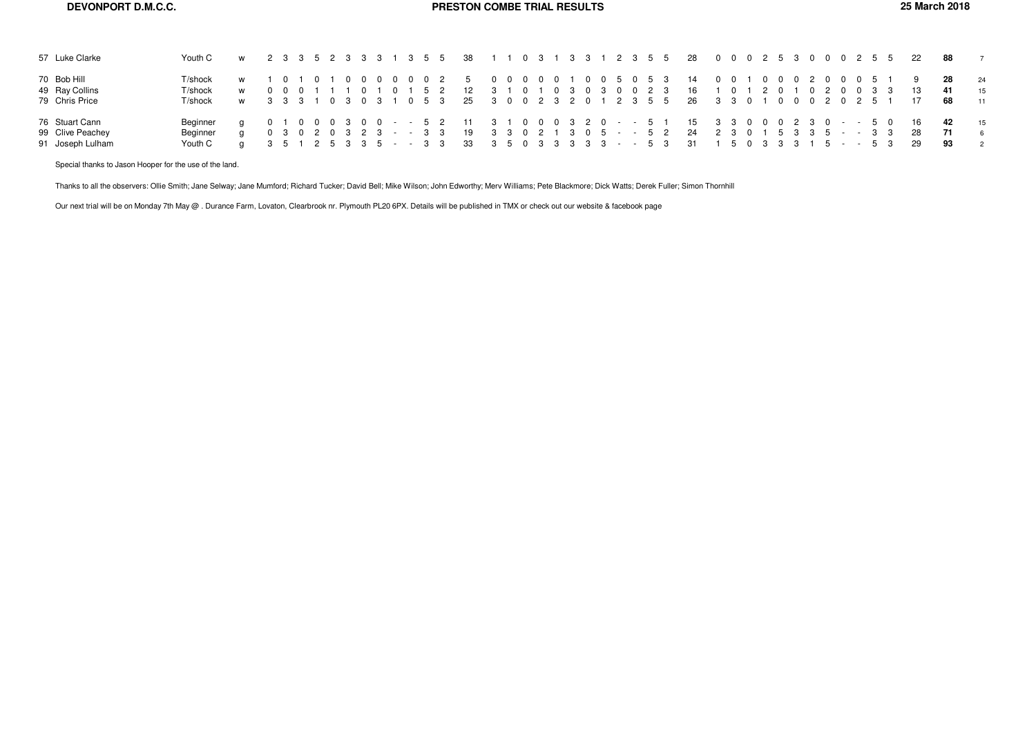| | | | | | | | | | | | | | | | | | | | | | | | | | | | | | | | | | | | | | | | | | | |
|---|---|---|---|---|---|---|---|---|---|---|---|---|---|---|---|---|---|---|---|---|---|---|---|---|---|---|---|---|---|---|---|---|---|---|---|---|---|---|---|---|---|---|
| 57 | Luke Clarke | Youth C | w | 2 | 3 | 3 | 5 | 2 | 3 | 3 | 3 | 1 | 3 | 5 | 5 | 38 | 1 | 1 | 0 | 3 | 1 | 3 | 3 | 1 | 2 | 3 | 5 | 5 | 28 | 0 | 0 | 0 | 2 | 5 | 3 | 0 | 0 | 0 | 2 | 5 | 5 | 22 | **88** | 7 |
| 70 | Bob Hill | T/shock | w | 1 | 0 | 1 | 0 | 1 | 0 | 0 | 0 | 0 | 0 | 0 | 2 | 5 | 0 | 0 | 0 | 0 | 0 | 1 | 0 | 0 | 5 | 0 | 5 | 3 | 14 | 0 | 0 | 1 | 0 | 0 | 0 | 2 | 0 | 0 | 0 | 5 | 1 | 9 | **28** | 24 |
| 49 | Ray Collins | T/shock | w | 0 | 0 | 0 | 1 | 1 | 1 | 0 | 1 | 0 | 1 | 5 | 2 | 12 | 3 | 1 | 0 | 1 | 0 | 3 | 0 | 3 | 0 | 0 | 2 | 3 | 16 | 1 | 0 | 1 | 2 | 0 | 1 | 0 | 2 | 0 | 0 | 3 | 3 | 13 | **41** | 15 |
| 79 | Chris Price | T/shock | w | 3 | 3 | 3 | 1 | 0 | 3 | 0 | 3 | 1 | 0 | 5 | 3 | 25 | 3 | 0 | 0 | 2 | 3 | 2 | 0 | 1 | 2 | 3 | 5 | 5 | 26 | 3 | 3 | 0 | 1 | 0 | 0 | 0 | 2 | 0 | 2 | 5 | 1 | 17 | **68** | 11 |
| 76 | Stuart Cann | Beginner | g | 0 | 1 | 0 | 0 | 0 | 3 | 0 | 0 | - | - | 5 | 2 | 11 | 3 | 1 | 0 | 0 | 0 | 3 | 2 | 0 | - | - | 5 | 1 | 15 | 3 | 3 | 0 | 0 | 0 | 2 | 3 | 0 | - | - | 5 | 0 | 16 | **42** | 15 |
| 99 | Clive Peachey | Beginner | g | 0 | 3 | 0 | 2 | 0 | 3 | 2 | 3 | - | - | 3 | 3 | 19 | 3 | 3 | 0 | 2 | 1 | 3 | 0 | 5 | - | - | 5 | 2 | 24 | 2 | 3 | 0 | 1 | 5 | 3 | 3 | 5 | - | - | 3 | 3 | 28 | **71** | 6 |
| 91 | Joseph Lulham | Youth C | g | 3 | 5 | 1 | 2 | 5 | 3 | 3 | 5 | - | - | 3 | 3 | 33 | 3 | 5 | 0 | 3 | 3 | 3 | 3 | 3 | - | - | 5 | 3 | 31 | 1 | 5 | 0 | 3 | 3 | 3 | 1 | 5 | - | - | 5 | 3 | 29 | **93** | 2 |

Special thanks to Jason Hooper for the use of the land.

Thanks to all the observers: Ollie Smith; Jane Selway; Jane Mumford; Richard Tucker; David Bell; Mike Wilson; John Edworthy; Merv Williams; Pete Blackmore; Dick Watts; Derek Fuller; Simon Thornhill

Our next trial will be on Monday 7th May @ . Durance Farm, Lovaton, Clearbrook nr. Plymouth PL20 6PX. Details will be published in TMX or check out our website & facebook page